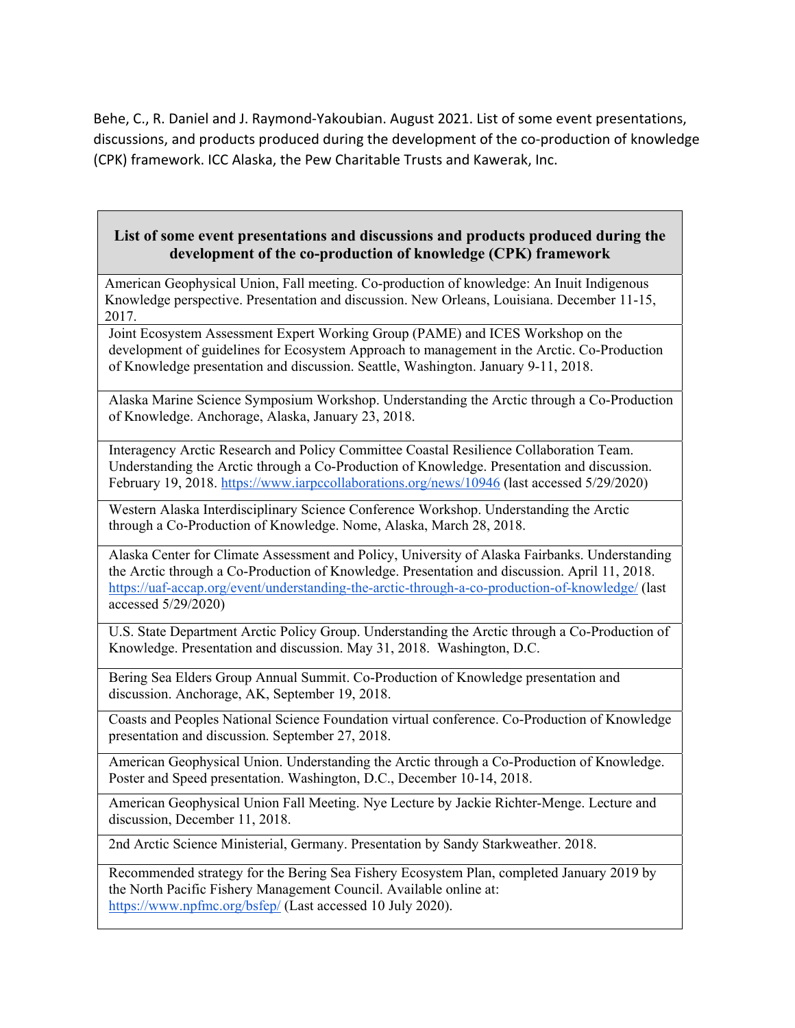Behe, C., R. Daniel and J. Raymond-Yakoubian. August 2021. List of some event presentations, discussions, and products produced during the development of the co-production of knowledge (CPK) framework. ICC Alaska, the Pew Charitable Trusts and Kawerak, Inc.

| **List of some event presentations and discussions and products produced during the development of the co-production of knowledge (CPK) framework** |
|---|
| American Geophysical Union, Fall meeting. Co-production of knowledge: An Inuit Indigenous Knowledge perspective. Presentation and discussion. New Orleans, Louisiana. December 11-15, 2017. |
| Joint Ecosystem Assessment Expert Working Group (PAME) and ICES Workshop on the development of guidelines for Ecosystem Approach to management in the Arctic. Co-Production of Knowledge presentation and discussion. Seattle, Washington. January 9-11, 2018. |
| Alaska Marine Science Symposium Workshop. Understanding the Arctic through a Co-Production of Knowledge. Anchorage, Alaska, January 23, 2018. |
| Interagency Arctic Research and Policy Committee Coastal Resilience Collaboration Team. Understanding the Arctic through a Co-Production of Knowledge. Presentation and discussion. February 19, 2018. https://www.iarpccollaborations.org/news/10946 (last accessed 5/29/2020) |
| Western Alaska Interdisciplinary Science Conference Workshop. Understanding the Arctic through a Co-Production of Knowledge. Nome, Alaska, March 28, 2018. |
| Alaska Center for Climate Assessment and Policy, University of Alaska Fairbanks. Understanding the Arctic through a Co-Production of Knowledge. Presentation and discussion. April 11, 2018. https://uaf-accap.org/event/understanding-the-arctic-through-a-co-production-of-knowledge/ (last accessed 5/29/2020) |
| U.S. State Department Arctic Policy Group. Understanding the Arctic through a Co-Production of Knowledge. Presentation and discussion. May 31, 2018. Washington, D.C. |
| Bering Sea Elders Group Annual Summit. Co-Production of Knowledge presentation and discussion. Anchorage, AK, September 19, 2018. |
| Coasts and Peoples National Science Foundation virtual conference. Co-Production of Knowledge presentation and discussion. September 27, 2018. |
| American Geophysical Union. Understanding the Arctic through a Co-Production of Knowledge. Poster and Speed presentation. Washington, D.C., December 10-14, 2018. |
| American Geophysical Union Fall Meeting. Nye Lecture by Jackie Richter-Menge. Lecture and discussion, December 11, 2018. |
| 2nd Arctic Science Ministerial, Germany. Presentation by Sandy Starkweather. 2018. |
| Recommended strategy for the Bering Sea Fishery Ecosystem Plan, completed January 2019 by the North Pacific Fishery Management Council. Available online at: https://www.npfmc.org/bsfep/ (Last accessed 10 July 2020). |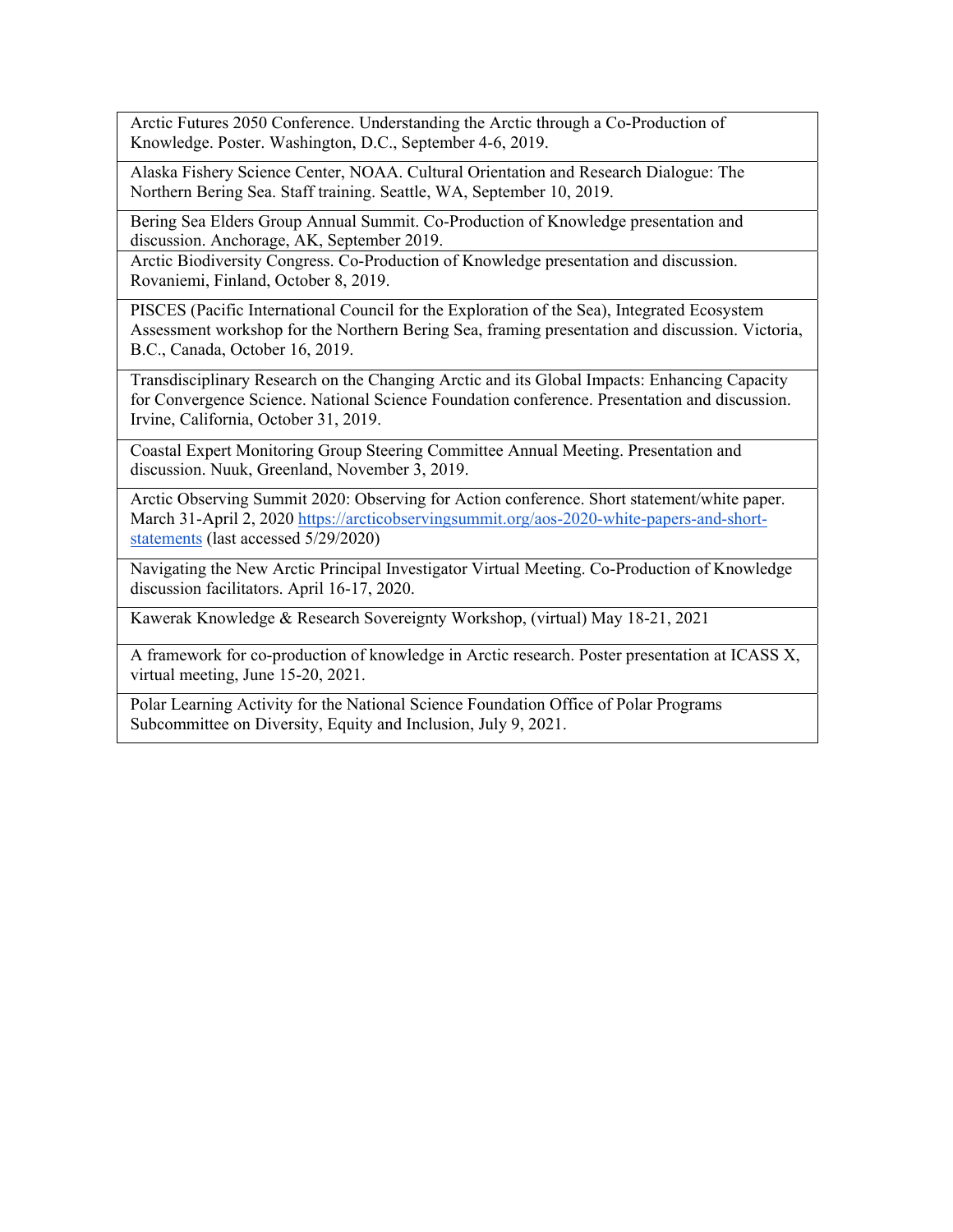| |
| --- |
| Arctic Futures 2050 Conference. Understanding the Arctic through a Co-Production of Knowledge. Poster. Washington, D.C., September 4-6, 2019. |
| Alaska Fishery Science Center, NOAA. Cultural Orientation and Research Dialogue: The Northern Bering Sea. Staff training. Seattle, WA, September 10, 2019. |
| Bering Sea Elders Group Annual Summit. Co-Production of Knowledge presentation and discussion. Anchorage, AK, September 2019. |
| Arctic Biodiversity Congress. Co-Production of Knowledge presentation and discussion. Rovaniemi, Finland, October 8, 2019. |
| PISCES (Pacific International Council for the Exploration of the Sea), Integrated Ecosystem Assessment workshop for the Northern Bering Sea, framing presentation and discussion. Victoria, B.C., Canada, October 16, 2019. |
| Transdisciplinary Research on the Changing Arctic and its Global Impacts: Enhancing Capacity for Convergence Science. National Science Foundation conference. Presentation and discussion. Irvine, California, October 31, 2019. |
| Coastal Expert Monitoring Group Steering Committee Annual Meeting. Presentation and discussion. Nuuk, Greenland, November 3, 2019. |
| Arctic Observing Summit 2020: Observing for Action conference. Short statement/white paper. March 31-April 2, 2020 [https://arcticobservingsummit.org/aos-2020-white-papers-and-short-statements](https://arcticobservingsummit.org/aos-2020-white-papers-and-short-statements) (last accessed 5/29/2020) |
| Navigating the New Arctic Principal Investigator Virtual Meeting. Co-Production of Knowledge discussion facilitators. April 16-17, 2020. |
| Kawerak Knowledge & Research Sovereignty Workshop, (virtual) May 18-21, 2021 |
| A framework for co-production of knowledge in Arctic research. Poster presentation at ICASS X, virtual meeting, June 15-20, 2021. |
| Polar Learning Activity for the National Science Foundation Office of Polar Programs Subcommittee on Diversity, Equity and Inclusion, July 9, 2021. |